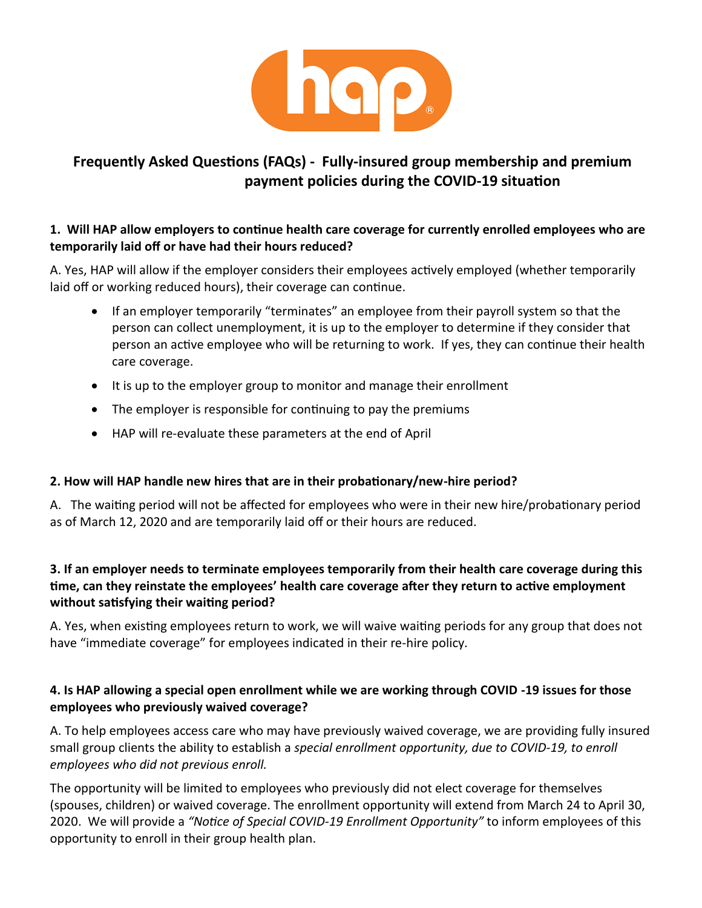# Frequently Asked Questions (FAQs) - Fully-insured group membership and premium payment policies during the COVID-19 situation

**1. Will HAP allow employers to continue health care coverage for currently enrolled employees who are temporarily laid off or have had their hours reduced?**

A. Yes, HAP will allow if the employer considers their employees actively employed (whether temporarily laid off or working reduced hours), their coverage can continue.

- If an employer temporarily "terminates" an employee from their payroll system so that the person can collect unemployment, it is up to the employer to determine if they consider that person an active employee who will be returning to work. If yes, they can continue their health care coverage.
- It is up to the employer group to monitor and manage their enrollment
- The employer is responsible for continuing to pay the premiums
- HAP will re-evaluate these parameters at the end of April

**2. How will HAP handle new hires that are in their probationary/new-hire period?**

A. The waiting period will not be affected for employees who were in their new hire/probationary period as of March 12, 2020 and are temporarily laid off or their hours are reduced.

**3. If an employer needs to terminate employees temporarily from their health care coverage during this time, can they reinstate the employees' health care coverage after they return to active employment without satisfying their waiting period?**

A. Yes, when existing employees return to work, we will waive waiting periods for any group that does not have "immediate coverage" for employees indicated in their re-hire policy.

**4. Is HAP allowing a special open enrollment while we are working through COVID -19 issues for those employees who previously waived coverage?**

A. To help employees access care who may have previously waived coverage, we are providing fully insured small group clients the ability to establish a *special enrollment opportunity, due to COVID-19, to enroll employees who did not previous enroll.*

The opportunity will be limited to employees who previously did not elect coverage for themselves (spouses, children) or waived coverage. The enrollment opportunity will extend from March 24 to April 30, 2020. We will provide a *"Notice of Special COVID-19 Enrollment Opportunity"* to inform employees of this opportunity to enroll in their group health plan.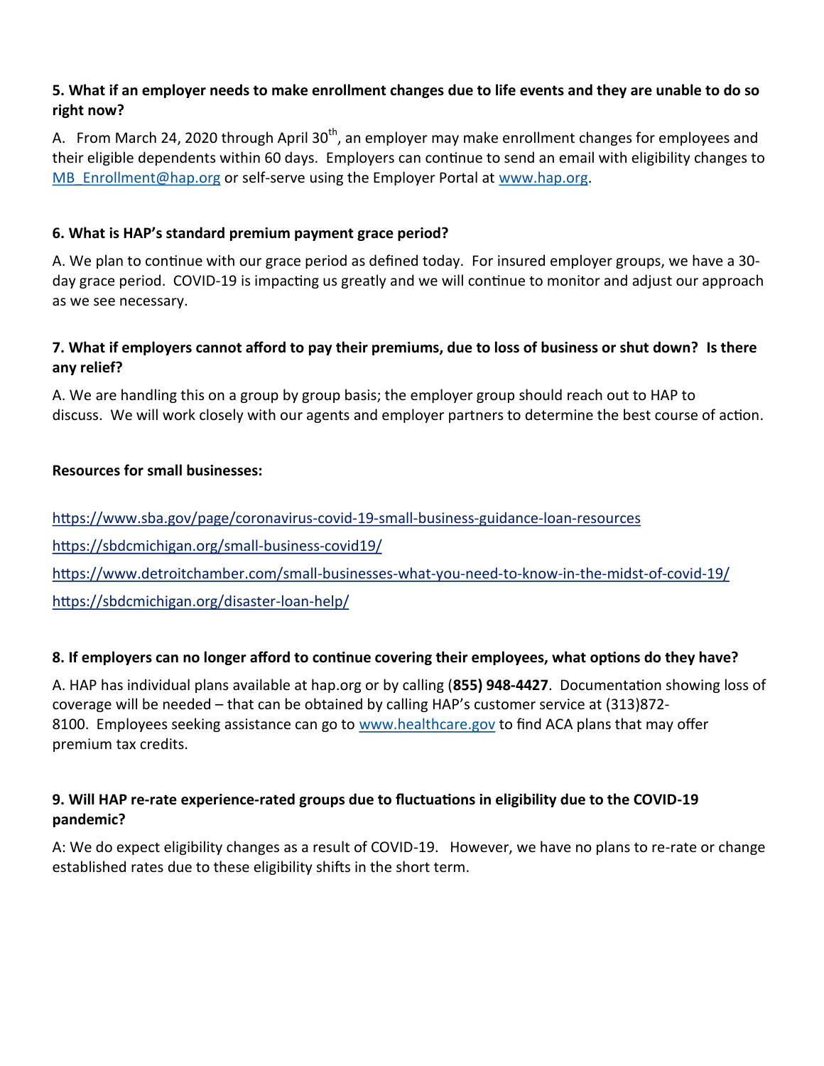**5. What if an employer needs to make enrollment changes due to life events and they are unable to do so right now?**

A. From March 24, 2020 through April 30th, an employer may make enrollment changes for employees and their eligible dependents within 60 days. Employers can continue to send an email with eligibility changes to MB_Enrollment@hap.org or self-serve using the Employer Portal at www.hap.org.

**6. What is HAP's standard premium payment grace period?**

A. We plan to continue with our grace period as defined today. For insured employer groups, we have a 30-day grace period. COVID-19 is impacting us greatly and we will continue to monitor and adjust our approach as we see necessary.

**7. What if employers cannot afford to pay their premiums, due to loss of business or shut down? Is there any relief?**

A. We are handling this on a group by group basis; the employer group should reach out to HAP to discuss. We will work closely with our agents and employer partners to determine the best course of action.

**Resources for small businesses:**

https://www.sba.gov/page/coronavirus-covid-19-small-business-guidance-loan-resources

https://sbdcmichigan.org/small-business-covid19/

https://www.detroitchamber.com/small-businesses-what-you-need-to-know-in-the-midst-of-covid-19/

https://sbdcmichigan.org/disaster-loan-help/

**8. If employers can no longer afford to continue covering their employees, what options do they have?**

A. HAP has individual plans available at hap.org or by calling (**855) 948-4427**. Documentation showing loss of coverage will be needed – that can be obtained by calling HAP's customer service at (313)872-8100. Employees seeking assistance can go to www.healthcare.gov to find ACA plans that may offer premium tax credits.

**9. Will HAP re-rate experience-rated groups due to fluctuations in eligibility due to the COVID-19 pandemic?**

A: We do expect eligibility changes as a result of COVID-19. However, we have no plans to re-rate or change established rates due to these eligibility shifts in the short term.